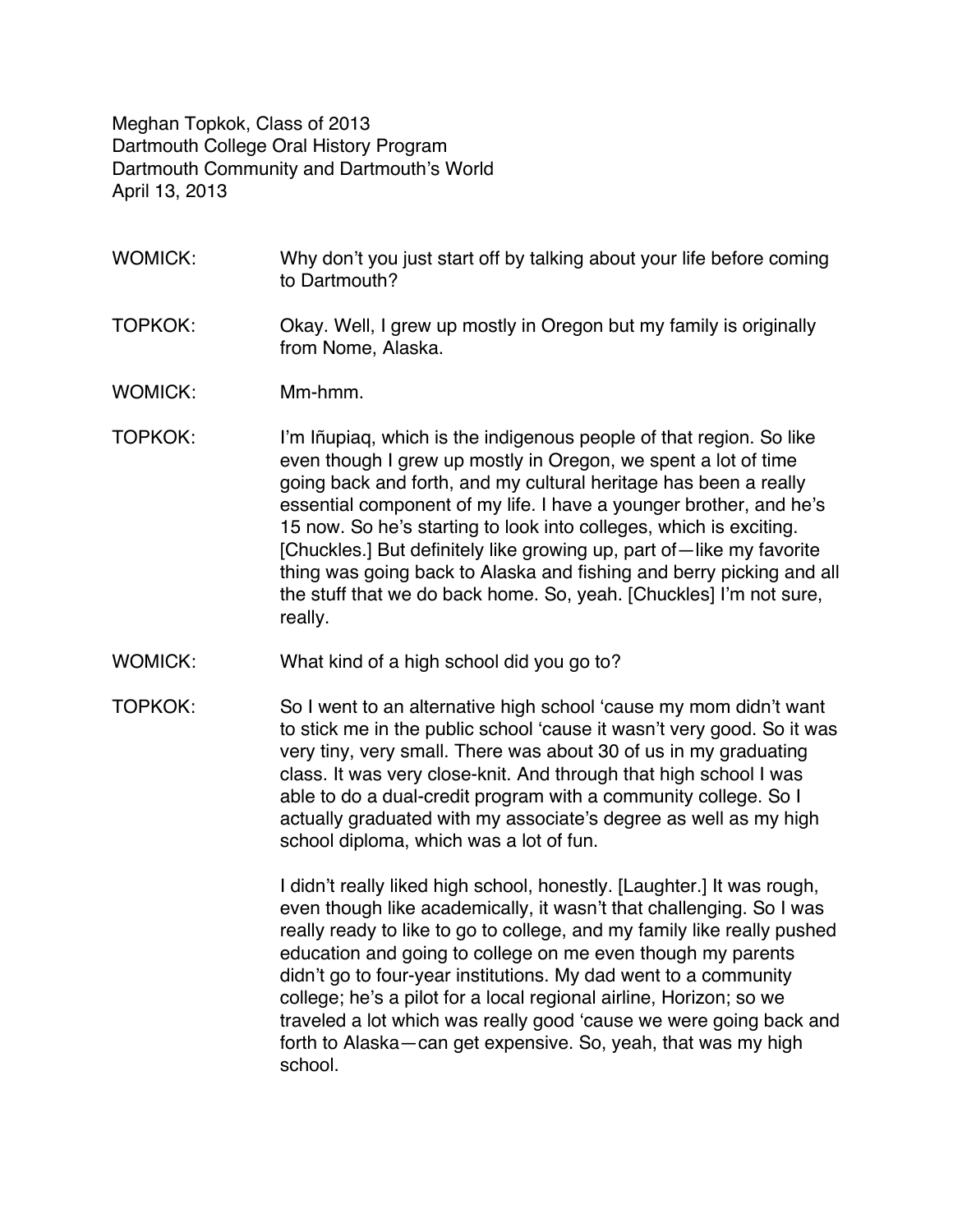Meghan Topkok, Class of 2013
Dartmouth College Oral History Program
Dartmouth Community and Dartmouth's World
April 13, 2013

WOMICK: Why don't you just start off by talking about your life before coming to Dartmouth?

TOPKOK: Okay. Well, I grew up mostly in Oregon but my family is originally from Nome, Alaska.

WOMICK: Mm-hmm.

TOPKOK: I'm Iñupiaq, which is the indigenous people of that region. So like even though I grew up mostly in Oregon, we spent a lot of time going back and forth, and my cultural heritage has been a really essential component of my life. I have a younger brother, and he's 15 now. So he's starting to look into colleges, which is exciting. [Chuckles.] But definitely like growing up, part of—like my favorite thing was going back to Alaska and fishing and berry picking and all the stuff that we do back home. So, yeah. [Chuckles] I'm not sure, really.

WOMICK: What kind of a high school did you go to?

TOPKOK: So I went to an alternative high school 'cause my mom didn't want to stick me in the public school 'cause it wasn't very good. So it was very tiny, very small. There was about 30 of us in my graduating class. It was very close-knit. And through that high school I was able to do a dual-credit program with a community college. So I actually graduated with my associate's degree as well as my high school diploma, which was a lot of fun.

I didn't really liked high school, honestly. [Laughter.] It was rough, even though like academically, it wasn't that challenging. So I was really ready to like to go to college, and my family like really pushed education and going to college on me even though my parents didn't go to four-year institutions. My dad went to a community college; he's a pilot for a local regional airline, Horizon; so we traveled a lot which was really good 'cause we were going back and forth to Alaska—can get expensive. So, yeah, that was my high school.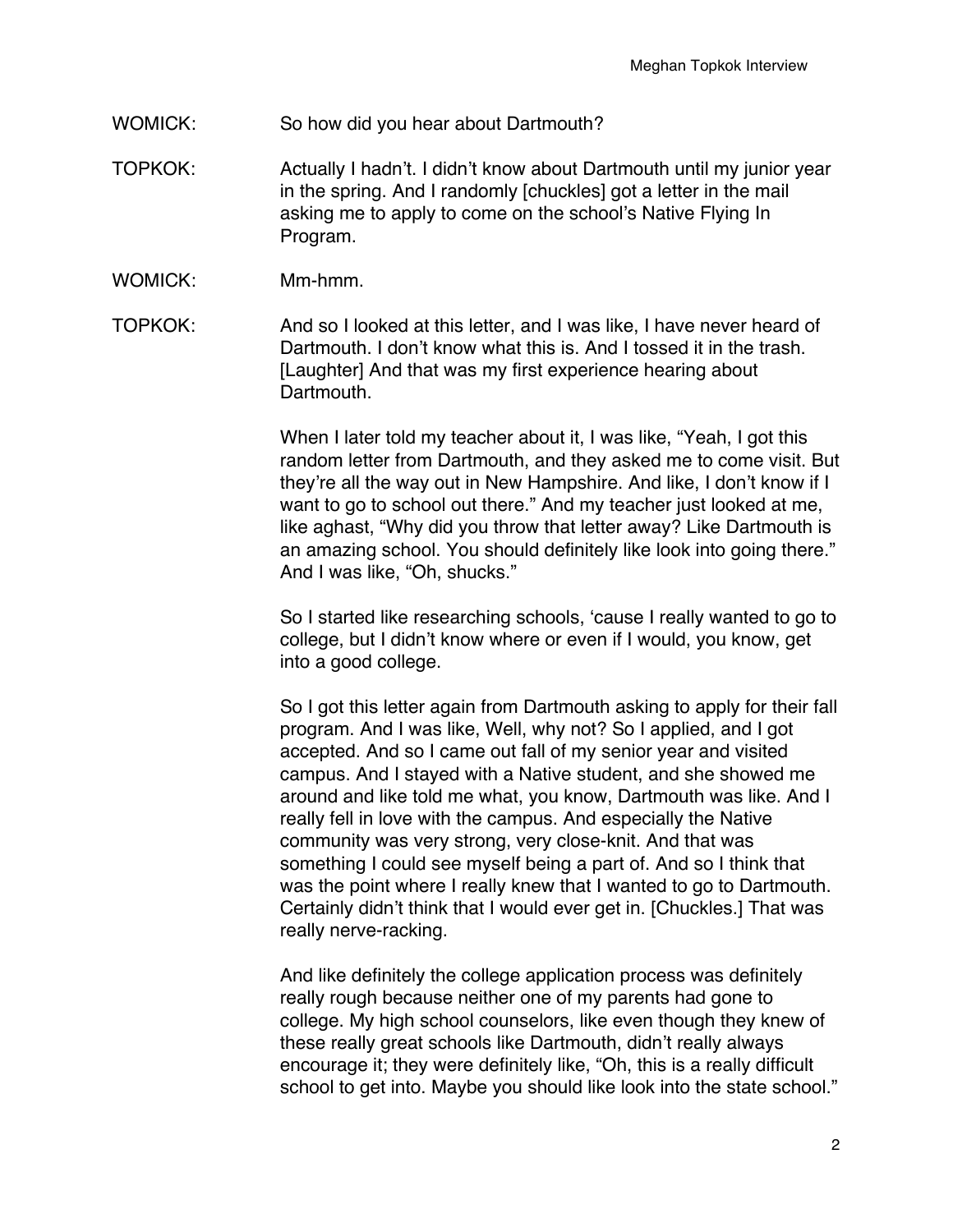WOMICK: So how did you hear about Dartmouth?

TOPKOK: Actually I hadn't. I didn't know about Dartmouth until my junior year in the spring. And I randomly [chuckles] got a letter in the mail asking me to apply to come on the school's Native Flying In Program.

WOMICK: Mm-hmm.

TOPKOK: And so I looked at this letter, and I was like, I have never heard of Dartmouth. I don't know what this is. And I tossed it in the trash. [Laughter] And that was my first experience hearing about Dartmouth.

When I later told my teacher about it, I was like, "Yeah, I got this random letter from Dartmouth, and they asked me to come visit. But they're all the way out in New Hampshire. And like, I don't know if I want to go to school out there." And my teacher just looked at me, like aghast, "Why did you throw that letter away? Like Dartmouth is an amazing school. You should definitely like look into going there." And I was like, "Oh, shucks."

So I started like researching schools, 'cause I really wanted to go to college, but I didn't know where or even if I would, you know, get into a good college.

So I got this letter again from Dartmouth asking to apply for their fall program. And I was like, Well, why not? So I applied, and I got accepted. And so I came out fall of my senior year and visited campus. And I stayed with a Native student, and she showed me around and like told me what, you know, Dartmouth was like. And I really fell in love with the campus. And especially the Native community was very strong, very close-knit. And that was something I could see myself being a part of. And so I think that was the point where I really knew that I wanted to go to Dartmouth. Certainly didn't think that I would ever get in. [Chuckles.] That was really nerve-racking.

And like definitely the college application process was definitely really rough because neither one of my parents had gone to college. My high school counselors, like even though they knew of these really great schools like Dartmouth, didn't really always encourage it; they were definitely like, "Oh, this is a really difficult school to get into. Maybe you should like look into the state school."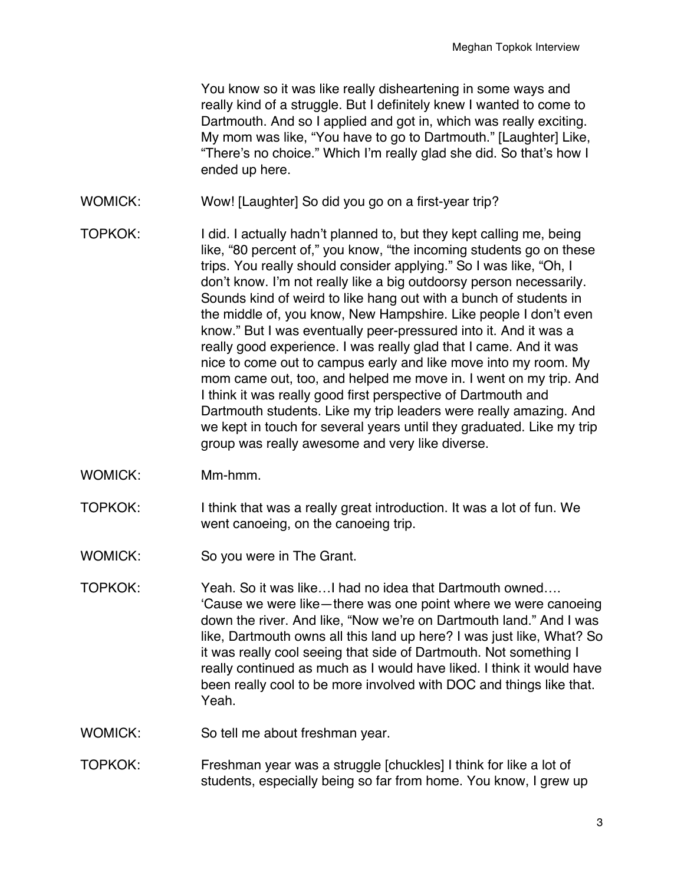You know so it was like really disheartening in some ways and really kind of a struggle. But I definitely knew I wanted to come to Dartmouth. And so I applied and got in, which was really exciting. My mom was like, "You have to go to Dartmouth." [Laughter] Like, "There's no choice." Which I'm really glad she did. So that's how I ended up here.

WOMICK: Wow! [Laughter] So did you go on a first-year trip?

TOPKOK: I did. I actually hadn't planned to, but they kept calling me, being like, "80 percent of," you know, "the incoming students go on these trips. You really should consider applying." So I was like, "Oh, I don't know. I'm not really like a big outdoorsy person necessarily. Sounds kind of weird to like hang out with a bunch of students in the middle of, you know, New Hampshire. Like people I don't even know." But I was eventually peer-pressured into it. And it was a really good experience. I was really glad that I came. And it was nice to come out to campus early and like move into my room. My mom came out, too, and helped me move in. I went on my trip. And I think it was really good first perspective of Dartmouth and Dartmouth students. Like my trip leaders were really amazing. And we kept in touch for several years until they graduated. Like my trip group was really awesome and very like diverse.

WOMICK: Mm-hmm.

TOPKOK: I think that was a really great introduction. It was a lot of fun. We went canoeing, on the canoeing trip.

WOMICK: So you were in The Grant.

TOPKOK: Yeah. So it was like…I had no idea that Dartmouth owned…. 'Cause we were like—there was one point where we were canoeing down the river. And like, "Now we're on Dartmouth land." And I was like, Dartmouth owns all this land up here? I was just like, What? So it was really cool seeing that side of Dartmouth. Not something I really continued as much as I would have liked. I think it would have been really cool to be more involved with DOC and things like that. Yeah.

WOMICK: So tell me about freshman year.

TOPKOK: Freshman year was a struggle [chuckles] I think for like a lot of students, especially being so far from home. You know, I grew up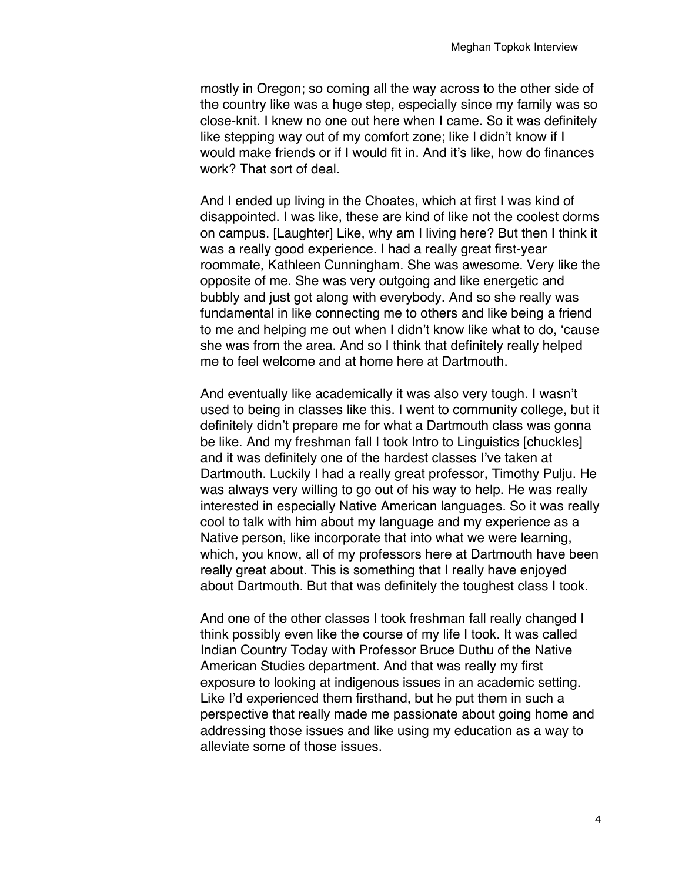mostly in Oregon; so coming all the way across to the other side of the country like was a huge step, especially since my family was so close-knit. I knew no one out here when I came. So it was definitely like stepping way out of my comfort zone; like I didn't know if I would make friends or if I would fit in. And it's like, how do finances work? That sort of deal.

And I ended up living in the Choates, which at first I was kind of disappointed. I was like, these are kind of like not the coolest dorms on campus. [Laughter] Like, why am I living here? But then I think it was a really good experience. I had a really great first-year roommate, Kathleen Cunningham. She was awesome. Very like the opposite of me. She was very outgoing and like energetic and bubbly and just got along with everybody. And so she really was fundamental in like connecting me to others and like being a friend to me and helping me out when I didn't know like what to do, 'cause she was from the area. And so I think that definitely really helped me to feel welcome and at home here at Dartmouth.

And eventually like academically it was also very tough. I wasn't used to being in classes like this. I went to community college, but it definitely didn't prepare me for what a Dartmouth class was gonna be like. And my freshman fall I took Intro to Linguistics [chuckles] and it was definitely one of the hardest classes I've taken at Dartmouth. Luckily I had a really great professor, Timothy Pulju. He was always very willing to go out of his way to help. He was really interested in especially Native American languages. So it was really cool to talk with him about my language and my experience as a Native person, like incorporate that into what we were learning, which, you know, all of my professors here at Dartmouth have been really great about. This is something that I really have enjoyed about Dartmouth. But that was definitely the toughest class I took.

And one of the other classes I took freshman fall really changed I think possibly even like the course of my life I took. It was called Indian Country Today with Professor Bruce Duthu of the Native American Studies department. And that was really my first exposure to looking at indigenous issues in an academic setting. Like I'd experienced them firsthand, but he put them in such a perspective that really made me passionate about going home and addressing those issues and like using my education as a way to alleviate some of those issues.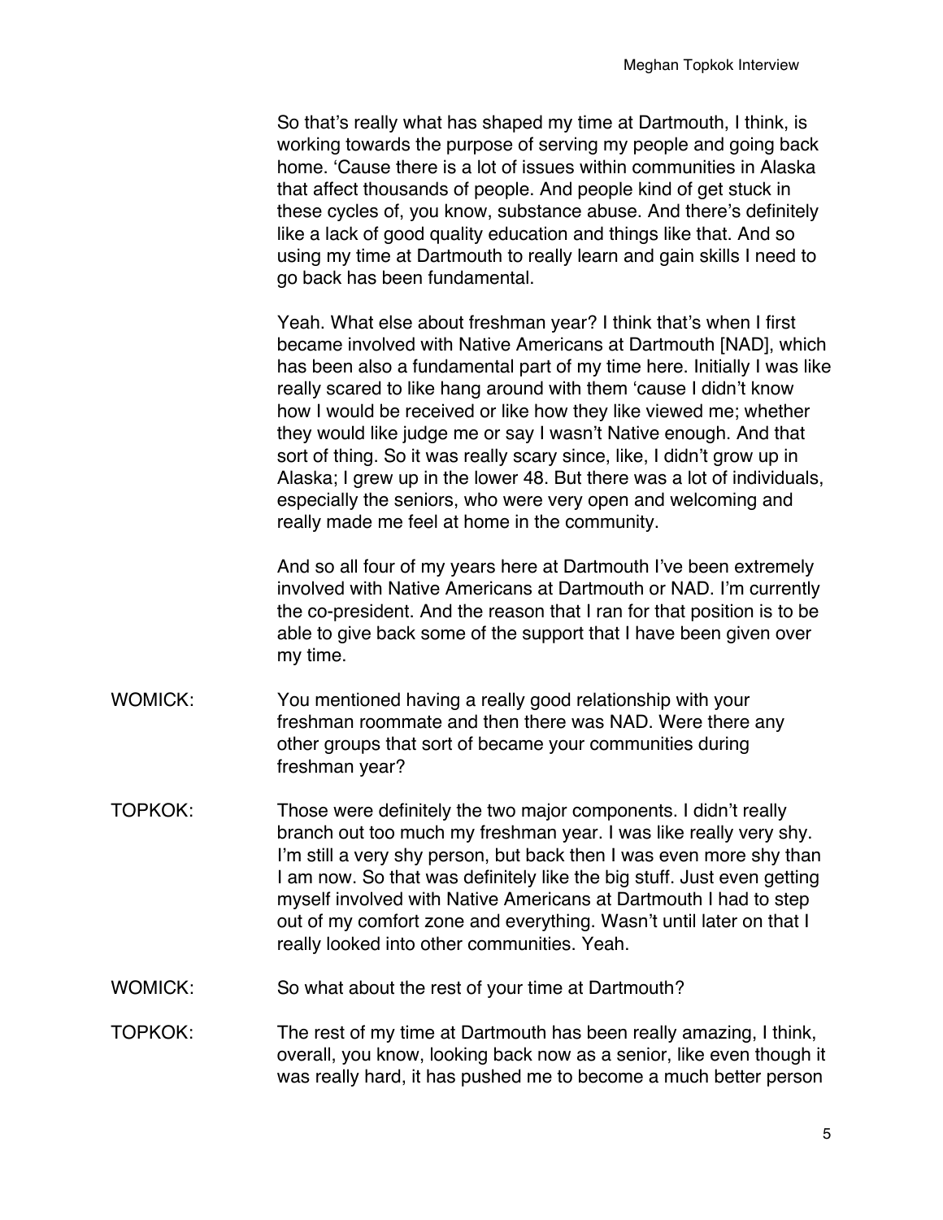So that's really what has shaped my time at Dartmouth, I think, is working towards the purpose of serving my people and going back home. 'Cause there is a lot of issues within communities in Alaska that affect thousands of people. And people kind of get stuck in these cycles of, you know, substance abuse. And there's definitely like a lack of good quality education and things like that. And so using my time at Dartmouth to really learn and gain skills I need to go back has been fundamental.

Yeah. What else about freshman year? I think that's when I first became involved with Native Americans at Dartmouth [NAD], which has been also a fundamental part of my time here. Initially I was like really scared to like hang around with them 'cause I didn't know how I would be received or like how they like viewed me; whether they would like judge me or say I wasn't Native enough. And that sort of thing. So it was really scary since, like, I didn't grow up in Alaska; I grew up in the lower 48. But there was a lot of individuals, especially the seniors, who were very open and welcoming and really made me feel at home in the community.

And so all four of my years here at Dartmouth I've been extremely involved with Native Americans at Dartmouth or NAD. I'm currently the co-president. And the reason that I ran for that position is to be able to give back some of the support that I have been given over my time.

WOMICK: You mentioned having a really good relationship with your freshman roommate and then there was NAD. Were there any other groups that sort of became your communities during freshman year?

TOPKOK: Those were definitely the two major components. I didn't really branch out too much my freshman year. I was like really very shy. I'm still a very shy person, but back then I was even more shy than I am now. So that was definitely like the big stuff. Just even getting myself involved with Native Americans at Dartmouth I had to step out of my comfort zone and everything. Wasn't until later on that I really looked into other communities. Yeah.

WOMICK: So what about the rest of your time at Dartmouth?

TOPKOK: The rest of my time at Dartmouth has been really amazing, I think, overall, you know, looking back now as a senior, like even though it was really hard, it has pushed me to become a much better person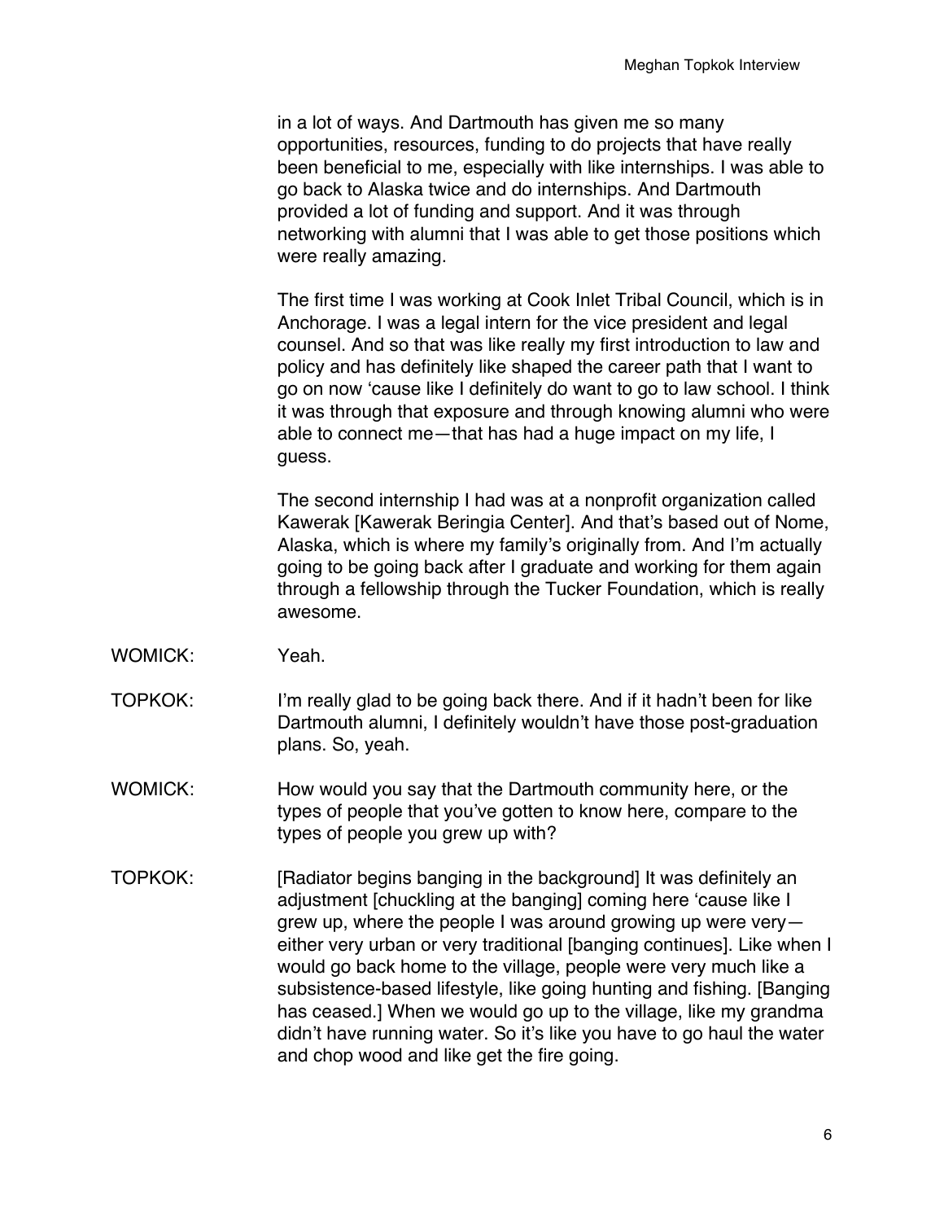in a lot of ways. And Dartmouth has given me so many opportunities, resources, funding to do projects that have really been beneficial to me, especially with like internships. I was able to go back to Alaska twice and do internships. And Dartmouth provided a lot of funding and support. And it was through networking with alumni that I was able to get those positions which were really amazing.

The first time I was working at Cook Inlet Tribal Council, which is in Anchorage. I was a legal intern for the vice president and legal counsel. And so that was like really my first introduction to law and policy and has definitely like shaped the career path that I want to go on now 'cause like I definitely do want to go to law school. I think it was through that exposure and through knowing alumni who were able to connect me—that has had a huge impact on my life, I guess.

The second internship I had was at a nonprofit organization called Kawerak [Kawerak Beringia Center]. And that's based out of Nome, Alaska, which is where my family's originally from. And I'm actually going to be going back after I graduate and working for them again through a fellowship through the Tucker Foundation, which is really awesome.

WOMICK: Yeah.

TOPKOK: I'm really glad to be going back there. And if it hadn't been for like Dartmouth alumni, I definitely wouldn't have those post-graduation plans. So, yeah.

WOMICK: How would you say that the Dartmouth community here, or the types of people that you've gotten to know here, compare to the types of people you grew up with?

TOPKOK: [Radiator begins banging in the background] It was definitely an adjustment [chuckling at the banging] coming here 'cause like I grew up, where the people I was around growing up were very—either very urban or very traditional [banging continues]. Like when I would go back home to the village, people were very much like a subsistence-based lifestyle, like going hunting and fishing. [Banging has ceased.] When we would go up to the village, like my grandma didn't have running water. So it's like you have to go haul the water and chop wood and like get the fire going.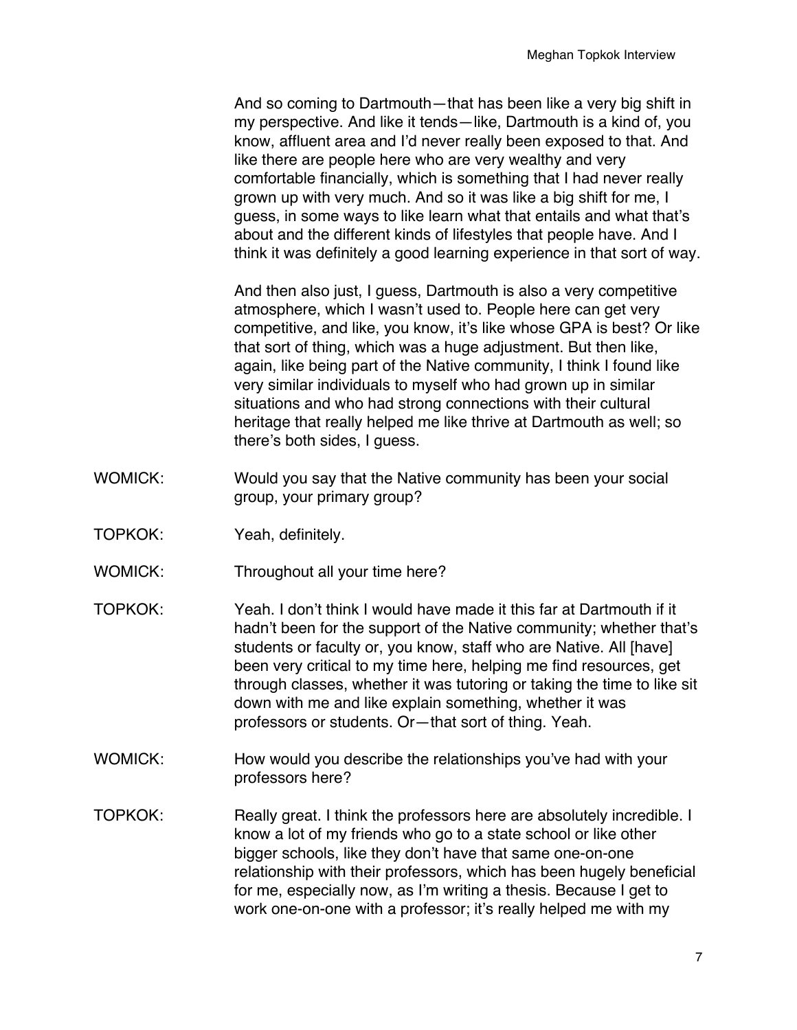And so coming to Dartmouth—that has been like a very big shift in my perspective. And like it tends—like, Dartmouth is a kind of, you know, affluent area and I'd never really been exposed to that. And like there are people here who are very wealthy and very comfortable financially, which is something that I had never really grown up with very much. And so it was like a big shift for me, I guess, in some ways to like learn what that entails and what that's about and the different kinds of lifestyles that people have. And I think it was definitely a good learning experience in that sort of way.

And then also just, I guess, Dartmouth is also a very competitive atmosphere, which I wasn't used to. People here can get very competitive, and like, you know, it's like whose GPA is best? Or like that sort of thing, which was a huge adjustment. But then like, again, like being part of the Native community, I think I found like very similar individuals to myself who had grown up in similar situations and who had strong connections with their cultural heritage that really helped me like thrive at Dartmouth as well; so there's both sides, I guess.

WOMICK: Would you say that the Native community has been your social group, your primary group?

TOPKOK: Yeah, definitely.

WOMICK: Throughout all your time here?

TOPKOK: Yeah. I don't think I would have made it this far at Dartmouth if it hadn't been for the support of the Native community; whether that's students or faculty or, you know, staff who are Native. All [have] been very critical to my time here, helping me find resources, get through classes, whether it was tutoring or taking the time to like sit down with me and like explain something, whether it was professors or students. Or—that sort of thing. Yeah.

WOMICK: How would you describe the relationships you've had with your professors here?

TOPKOK: Really great. I think the professors here are absolutely incredible. I know a lot of my friends who go to a state school or like other bigger schools, like they don't have that same one-on-one relationship with their professors, which has been hugely beneficial for me, especially now, as I'm writing a thesis. Because I get to work one-on-one with a professor; it's really helped me with my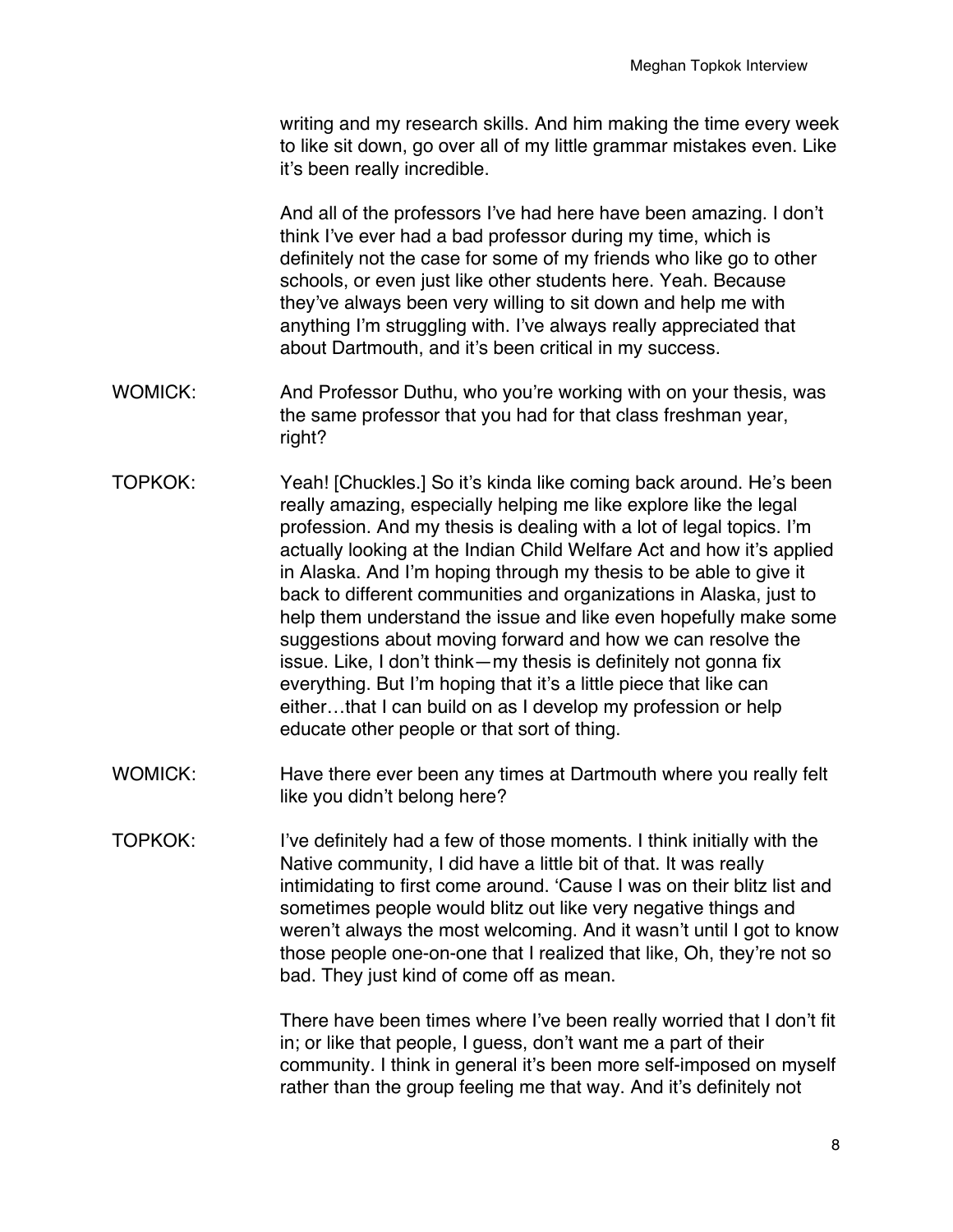writing and my research skills. And him making the time every week to like sit down, go over all of my little grammar mistakes even. Like it's been really incredible.

And all of the professors I've had here have been amazing. I don't think I've ever had a bad professor during my time, which is definitely not the case for some of my friends who like go to other schools, or even just like other students here. Yeah. Because they've always been very willing to sit down and help me with anything I'm struggling with. I've always really appreciated that about Dartmouth, and it's been critical in my success.

WOMICK: And Professor Duthu, who you're working with on your thesis, was the same professor that you had for that class freshman year, right?

TOPKOK: Yeah! [Chuckles.] So it's kinda like coming back around. He's been really amazing, especially helping me like explore like the legal profession. And my thesis is dealing with a lot of legal topics. I'm actually looking at the Indian Child Welfare Act and how it's applied in Alaska. And I'm hoping through my thesis to be able to give it back to different communities and organizations in Alaska, just to help them understand the issue and like even hopefully make some suggestions about moving forward and how we can resolve the issue. Like, I don't think—my thesis is definitely not gonna fix everything. But I'm hoping that it's a little piece that like can either…that I can build on as I develop my profession or help educate other people or that sort of thing.

WOMICK: Have there ever been any times at Dartmouth where you really felt like you didn't belong here?

TOPKOK: I've definitely had a few of those moments. I think initially with the Native community, I did have a little bit of that. It was really intimidating to first come around. 'Cause I was on their blitz list and sometimes people would blitz out like very negative things and weren't always the most welcoming. And it wasn't until I got to know those people one-on-one that I realized that like, Oh, they're not so bad. They just kind of come off as mean.

There have been times where I've been really worried that I don't fit in; or like that people, I guess, don't want me a part of their community. I think in general it's been more self-imposed on myself rather than the group feeling me that way. And it's definitely not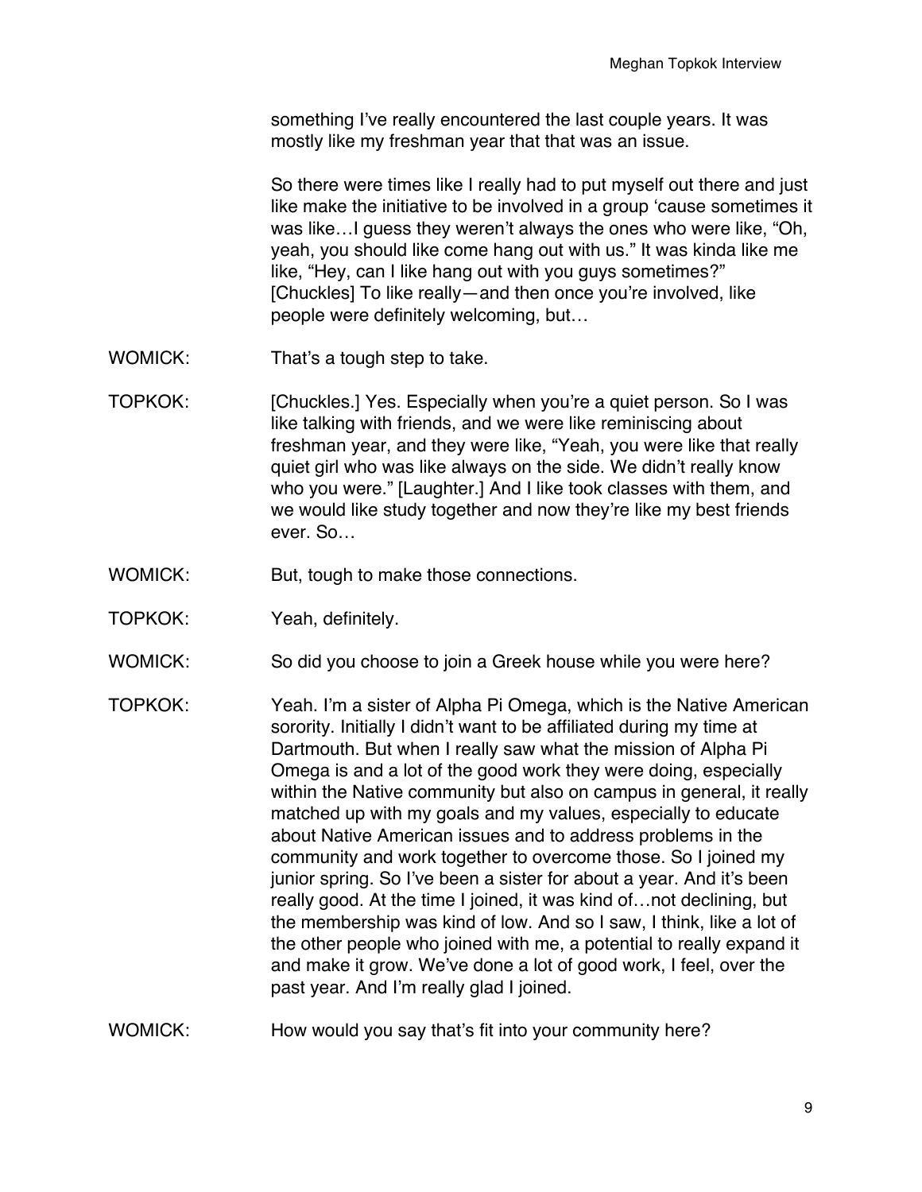something I've really encountered the last couple years. It was mostly like my freshman year that that was an issue.

So there were times like I really had to put myself out there and just like make the initiative to be involved in a group 'cause sometimes it was like…I guess they weren't always the ones who were like, "Oh, yeah, you should like come hang out with us." It was kinda like me like, "Hey, can I like hang out with you guys sometimes?" [Chuckles] To like really—and then once you're involved, like people were definitely welcoming, but…

WOMICK: That's a tough step to take.

TOPKOK: [Chuckles.] Yes. Especially when you're a quiet person. So I was like talking with friends, and we were like reminiscing about freshman year, and they were like, "Yeah, you were like that really quiet girl who was like always on the side. We didn't really know who you were." [Laughter.] And I like took classes with them, and we would like study together and now they're like my best friends ever. So…

WOMICK: But, tough to make those connections.

TOPKOK: Yeah, definitely.

WOMICK: So did you choose to join a Greek house while you were here?

TOPKOK: Yeah. I'm a sister of Alpha Pi Omega, which is the Native American sorority. Initially I didn't want to be affiliated during my time at Dartmouth. But when I really saw what the mission of Alpha Pi Omega is and a lot of the good work they were doing, especially within the Native community but also on campus in general, it really matched up with my goals and my values, especially to educate about Native American issues and to address problems in the community and work together to overcome those. So I joined my junior spring. So I've been a sister for about a year. And it's been really good. At the time I joined, it was kind of…not declining, but the membership was kind of low. And so I saw, I think, like a lot of the other people who joined with me, a potential to really expand it and make it grow. We've done a lot of good work, I feel, over the past year. And I'm really glad I joined.

WOMICK: How would you say that's fit into your community here?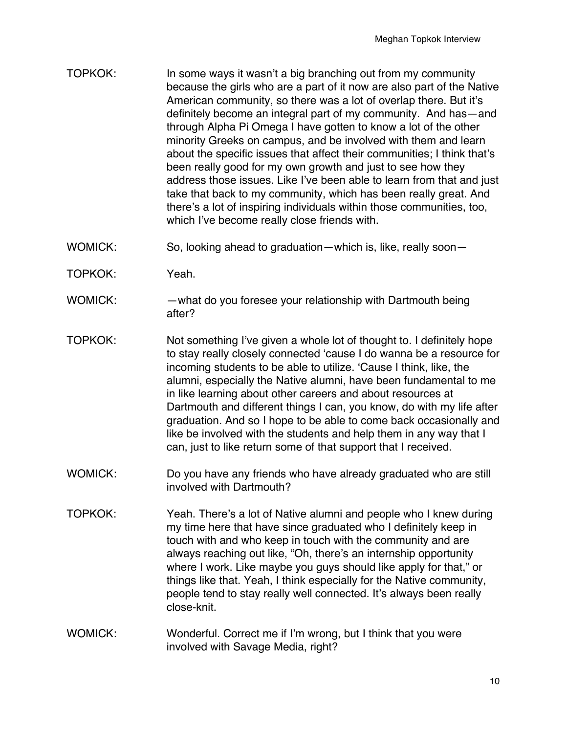TOPKOK: In some ways it wasn't a big branching out from my community because the girls who are a part of it now are also part of the Native American community, so there was a lot of overlap there. But it's definitely become an integral part of my community. And has—and through Alpha Pi Omega I have gotten to know a lot of the other minority Greeks on campus, and be involved with them and learn about the specific issues that affect their communities; I think that's been really good for my own growth and just to see how they address those issues. Like I've been able to learn from that and just take that back to my community, which has been really great. And there's a lot of inspiring individuals within those communities, too, which I've become really close friends with.

WOMICK: So, looking ahead to graduation—which is, like, really soon—

TOPKOK: Yeah.

WOMICK: —what do you foresee your relationship with Dartmouth being after?

TOPKOK: Not something I've given a whole lot of thought to. I definitely hope to stay really closely connected 'cause I do wanna be a resource for incoming students to be able to utilize. 'Cause I think, like, the alumni, especially the Native alumni, have been fundamental to me in like learning about other careers and about resources at Dartmouth and different things I can, you know, do with my life after graduation. And so I hope to be able to come back occasionally and like be involved with the students and help them in any way that I can, just to like return some of that support that I received.

WOMICK: Do you have any friends who have already graduated who are still involved with Dartmouth?

TOPKOK: Yeah. There's a lot of Native alumni and people who I knew during my time here that have since graduated who I definitely keep in touch with and who keep in touch with the community and are always reaching out like, "Oh, there's an internship opportunity where I work. Like maybe you guys should like apply for that," or things like that. Yeah, I think especially for the Native community, people tend to stay really well connected. It's always been really close-knit.

WOMICK: Wonderful. Correct me if I'm wrong, but I think that you were involved with Savage Media, right?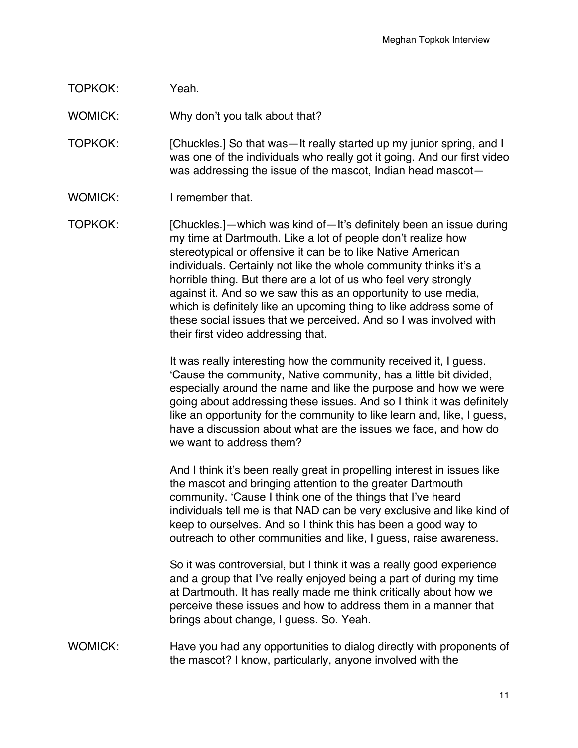TOPKOK: Yeah.

WOMICK: Why don't you talk about that?

TOPKOK: [Chuckles.] So that was—It really started up my junior spring, and I was one of the individuals who really got it going. And our first video was addressing the issue of the mascot, Indian head mascot—

WOMICK: I remember that.

TOPKOK: [Chuckles.]—which was kind of—It's definitely been an issue during my time at Dartmouth. Like a lot of people don't realize how stereotypical or offensive it can be to like Native American individuals. Certainly not like the whole community thinks it's a horrible thing. But there are a lot of us who feel very strongly against it. And so we saw this as an opportunity to use media, which is definitely like an upcoming thing to like address some of these social issues that we perceived. And so I was involved with their first video addressing that.

It was really interesting how the community received it, I guess. 'Cause the community, Native community, has a little bit divided, especially around the name and like the purpose and how we were going about addressing these issues. And so I think it was definitely like an opportunity for the community to like learn and, like, I guess, have a discussion about what are the issues we face, and how do we want to address them?

And I think it's been really great in propelling interest in issues like the mascot and bringing attention to the greater Dartmouth community. 'Cause I think one of the things that I've heard individuals tell me is that NAD can be very exclusive and like kind of keep to ourselves. And so I think this has been a good way to outreach to other communities and like, I guess, raise awareness.

So it was controversial, but I think it was a really good experience and a group that I've really enjoyed being a part of during my time at Dartmouth. It has really made me think critically about how we perceive these issues and how to address them in a manner that brings about change, I guess. So. Yeah.

WOMICK: Have you had any opportunities to dialog directly with proponents of the mascot? I know, particularly, anyone involved with the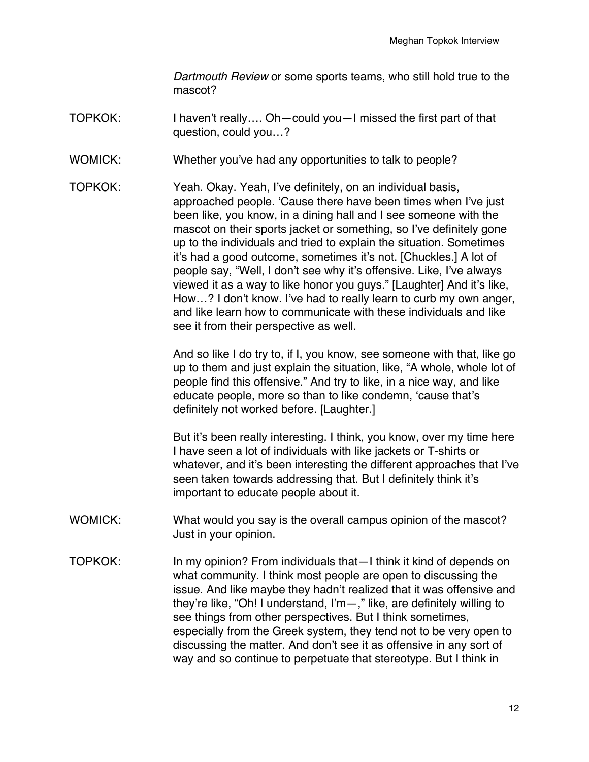*Dartmouth Review* or some sports teams, who still hold true to the mascot?

TOPKOK: I haven't really…. Oh—could you—I missed the first part of that question, could you…?

WOMICK: Whether you've had any opportunities to talk to people?

TOPKOK: Yeah. Okay. Yeah, I've definitely, on an individual basis, approached people. 'Cause there have been times when I've just been like, you know, in a dining hall and I see someone with the mascot on their sports jacket or something, so I've definitely gone up to the individuals and tried to explain the situation. Sometimes it's had a good outcome, sometimes it's not. [Chuckles.] A lot of people say, "Well, I don't see why it's offensive. Like, I've always viewed it as a way to like honor you guys." [Laughter] And it's like, How…? I don't know. I've had to really learn to curb my own anger, and like learn how to communicate with these individuals and like see it from their perspective as well.

And so like I do try to, if I, you know, see someone with that, like go up to them and just explain the situation, like, "A whole, whole lot of people find this offensive." And try to like, in a nice way, and like educate people, more so than to like condemn, 'cause that's definitely not worked before. [Laughter.]

But it's been really interesting. I think, you know, over my time here I have seen a lot of individuals with like jackets or T-shirts or whatever, and it's been interesting the different approaches that I've seen taken towards addressing that. But I definitely think it's important to educate people about it.

WOMICK: What would you say is the overall campus opinion of the mascot? Just in your opinion.

TOPKOK: In my opinion? From individuals that—I think it kind of depends on what community. I think most people are open to discussing the issue. And like maybe they hadn't realized that it was offensive and they're like, "Oh! I understand, I'm—," like, are definitely willing to see things from other perspectives. But I think sometimes, especially from the Greek system, they tend not to be very open to discussing the matter. And don't see it as offensive in any sort of way and so continue to perpetuate that stereotype. But I think in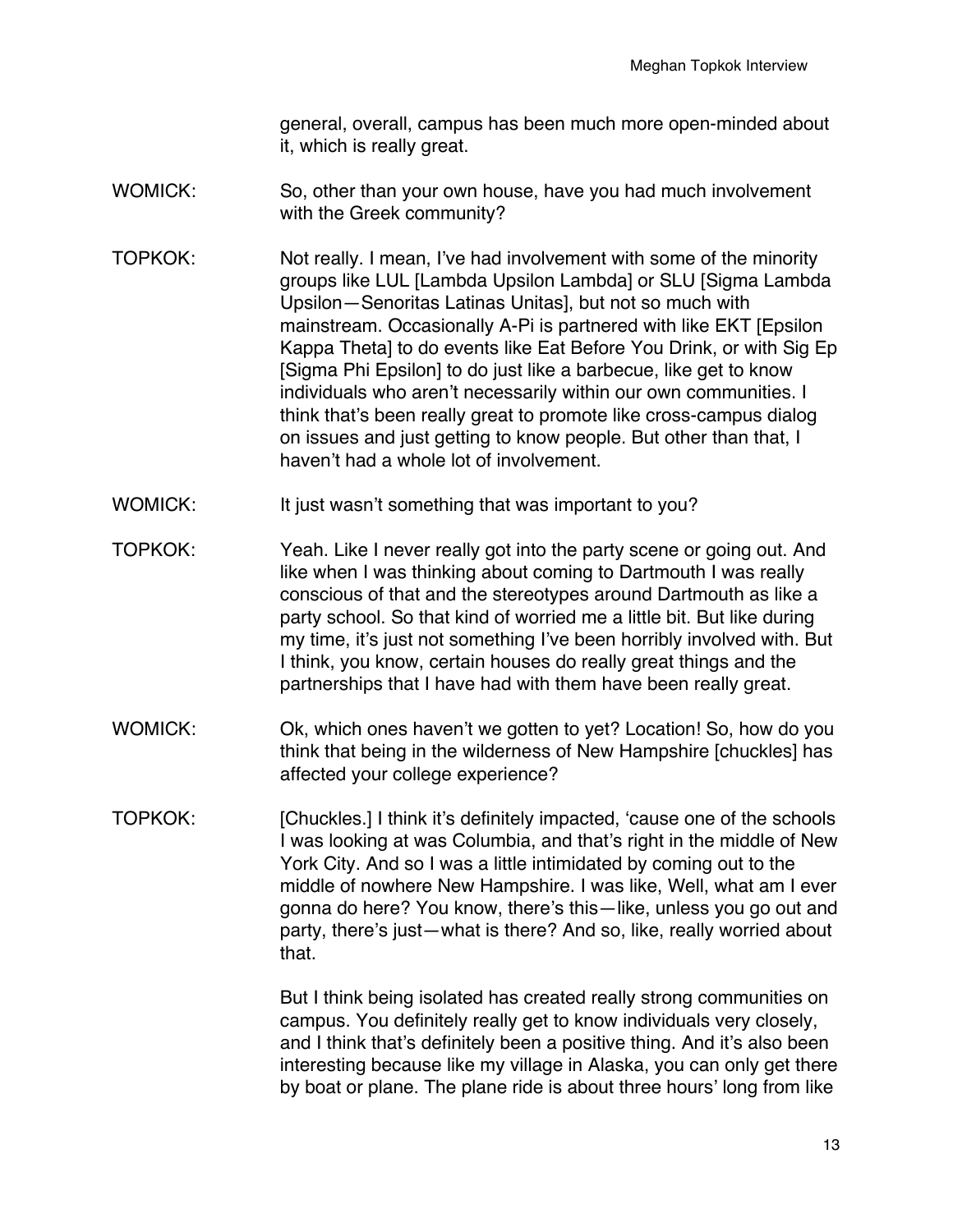general, overall, campus has been much more open-minded about it, which is really great.

WOMICK: So, other than your own house, have you had much involvement with the Greek community?

TOPKOK: Not really. I mean, I've had involvement with some of the minority groups like LUL [Lambda Upsilon Lambda] or SLU [Sigma Lambda Upsilon—Senoritas Latinas Unitas], but not so much with mainstream. Occasionally A-Pi is partnered with like EKT [Epsilon Kappa Theta] to do events like Eat Before You Drink, or with Sig Ep [Sigma Phi Epsilon] to do just like a barbecue, like get to know individuals who aren't necessarily within our own communities. I think that's been really great to promote like cross-campus dialog on issues and just getting to know people. But other than that, I haven't had a whole lot of involvement.

WOMICK: It just wasn't something that was important to you?

TOPKOK: Yeah. Like I never really got into the party scene or going out. And like when I was thinking about coming to Dartmouth I was really conscious of that and the stereotypes around Dartmouth as like a party school. So that kind of worried me a little bit. But like during my time, it's just not something I've been horribly involved with. But I think, you know, certain houses do really great things and the partnerships that I have had with them have been really great.

WOMICK: Ok, which ones haven't we gotten to yet? Location! So, how do you think that being in the wilderness of New Hampshire [chuckles] has affected your college experience?

TOPKOK: [Chuckles.] I think it's definitely impacted, 'cause one of the schools I was looking at was Columbia, and that's right in the middle of New York City. And so I was a little intimidated by coming out to the middle of nowhere New Hampshire. I was like, Well, what am I ever gonna do here? You know, there's this—like, unless you go out and party, there's just—what is there? And so, like, really worried about that.

But I think being isolated has created really strong communities on campus. You definitely really get to know individuals very closely, and I think that's definitely been a positive thing. And it's also been interesting because like my village in Alaska, you can only get there by boat or plane. The plane ride is about three hours' long from like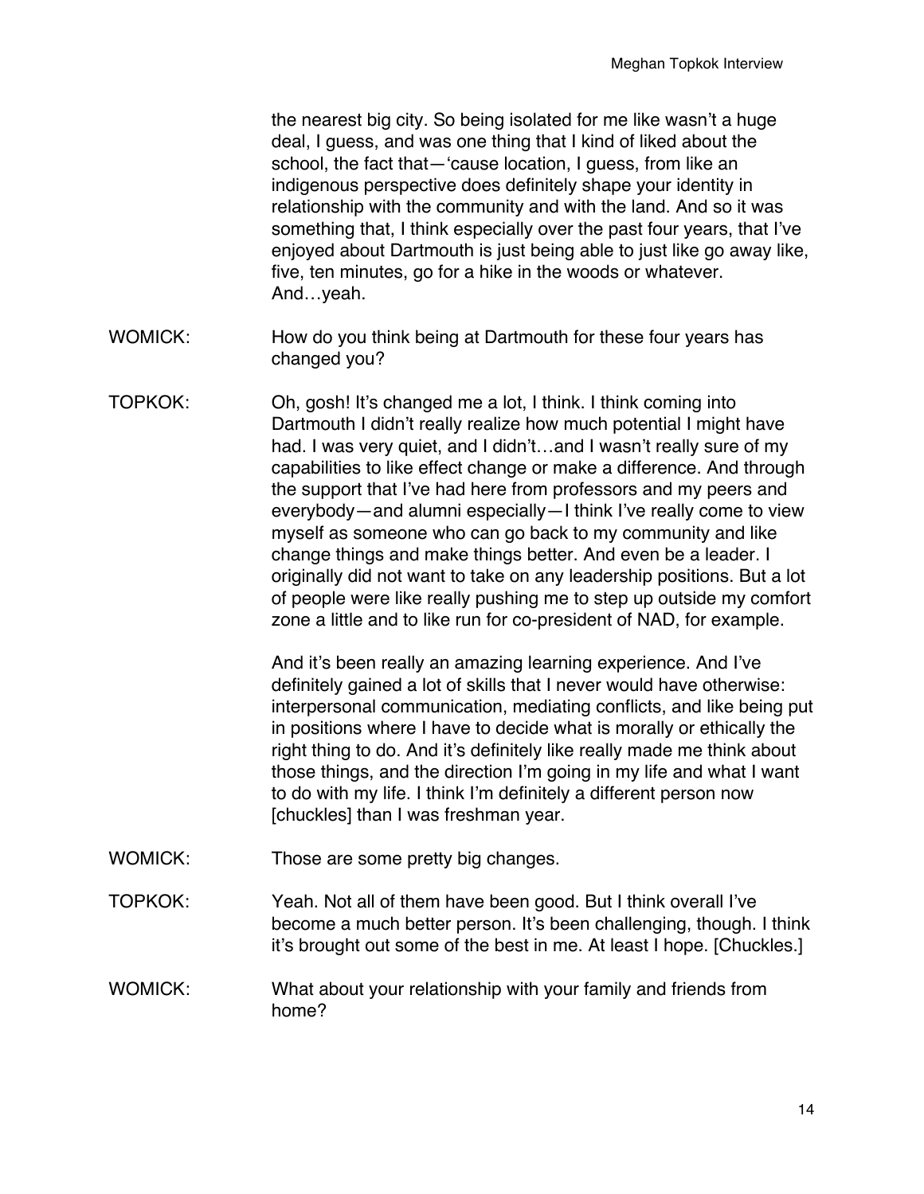the nearest big city. So being isolated for me like wasn't a huge deal, I guess, and was one thing that I kind of liked about the school, the fact that—'cause location, I guess, from like an indigenous perspective does definitely shape your identity in relationship with the community and with the land. And so it was something that, I think especially over the past four years, that I've enjoyed about Dartmouth is just being able to just like go away like, five, ten minutes, go for a hike in the woods or whatever. And…yeah.

WOMICK: How do you think being at Dartmouth for these four years has changed you?

TOPKOK: Oh, gosh! It's changed me a lot, I think. I think coming into Dartmouth I didn't really realize how much potential I might have had. I was very quiet, and I didn't…and I wasn't really sure of my capabilities to like effect change or make a difference. And through the support that I've had here from professors and my peers and everybody—and alumni especially—I think I've really come to view myself as someone who can go back to my community and like change things and make things better. And even be a leader. I originally did not want to take on any leadership positions. But a lot of people were like really pushing me to step up outside my comfort zone a little and to like run for co-president of NAD, for example.

And it's been really an amazing learning experience. And I've definitely gained a lot of skills that I never would have otherwise: interpersonal communication, mediating conflicts, and like being put in positions where I have to decide what is morally or ethically the right thing to do. And it's definitely like really made me think about those things, and the direction I'm going in my life and what I want to do with my life. I think I'm definitely a different person now [chuckles] than I was freshman year.

WOMICK: Those are some pretty big changes.

TOPKOK: Yeah. Not all of them have been good. But I think overall I've become a much better person. It's been challenging, though. I think it's brought out some of the best in me. At least I hope. [Chuckles.]

WOMICK: What about your relationship with your family and friends from home?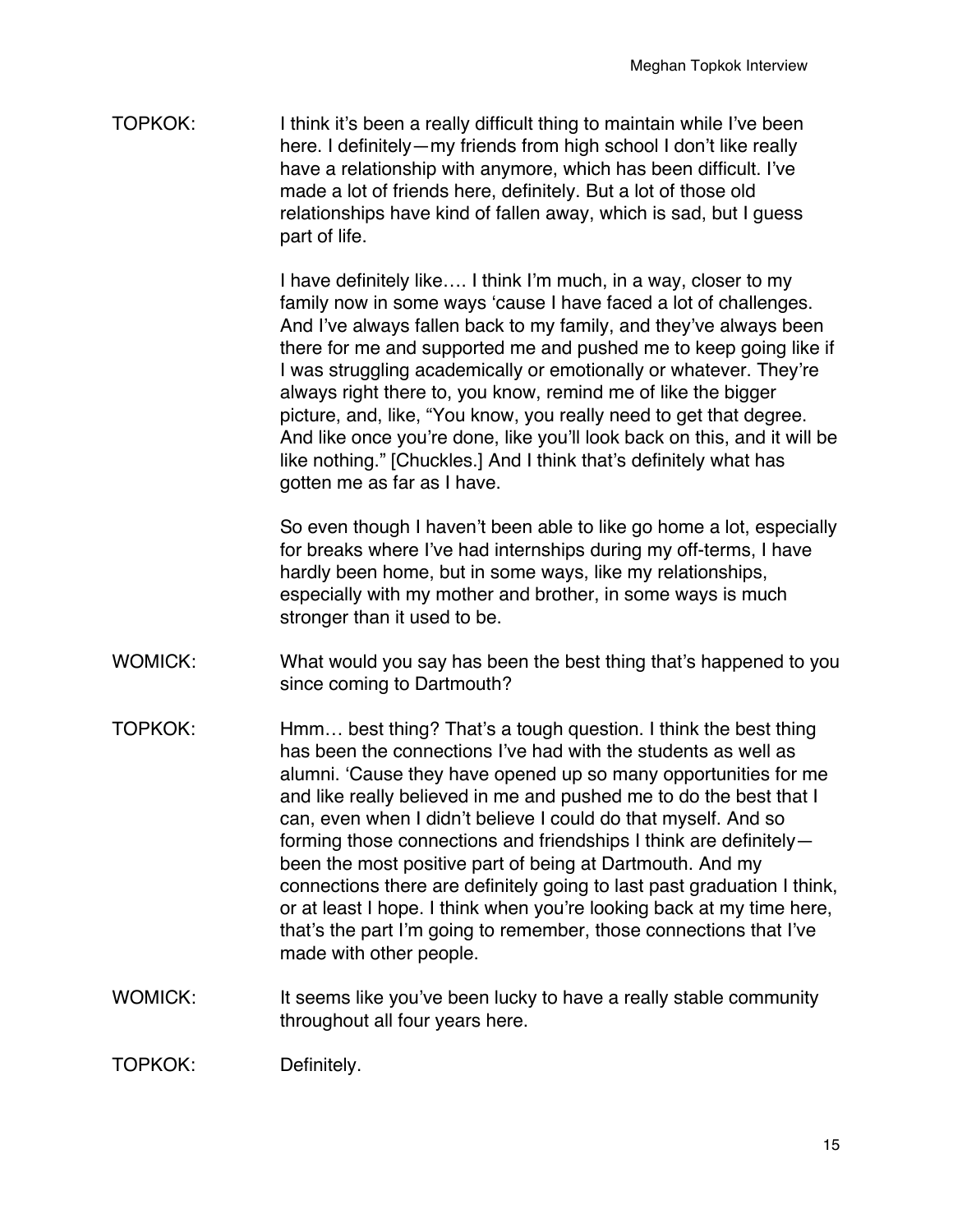TOPKOK: I think it's been a really difficult thing to maintain while I've been here. I definitely—my friends from high school I don't like really have a relationship with anymore, which has been difficult. I've made a lot of friends here, definitely. But a lot of those old relationships have kind of fallen away, which is sad, but I guess part of life.

I have definitely like…. I think I'm much, in a way, closer to my family now in some ways 'cause I have faced a lot of challenges. And I've always fallen back to my family, and they've always been there for me and supported me and pushed me to keep going like if I was struggling academically or emotionally or whatever. They're always right there to, you know, remind me of like the bigger picture, and, like, "You know, you really need to get that degree. And like once you're done, like you'll look back on this, and it will be like nothing." [Chuckles.] And I think that's definitely what has gotten me as far as I have.

So even though I haven't been able to like go home a lot, especially for breaks where I've had internships during my off-terms, I have hardly been home, but in some ways, like my relationships, especially with my mother and brother, in some ways is much stronger than it used to be.

WOMICK: What would you say has been the best thing that's happened to you since coming to Dartmouth?

TOPKOK: Hmm… best thing? That's a tough question. I think the best thing has been the connections I've had with the students as well as alumni. 'Cause they have opened up so many opportunities for me and like really believed in me and pushed me to do the best that I can, even when I didn't believe I could do that myself. And so forming those connections and friendships I think are definitely—been the most positive part of being at Dartmouth. And my connections there are definitely going to last past graduation I think, or at least I hope. I think when you're looking back at my time here, that's the part I'm going to remember, those connections that I've made with other people.

WOMICK: It seems like you've been lucky to have a really stable community throughout all four years here.

TOPKOK: Definitely.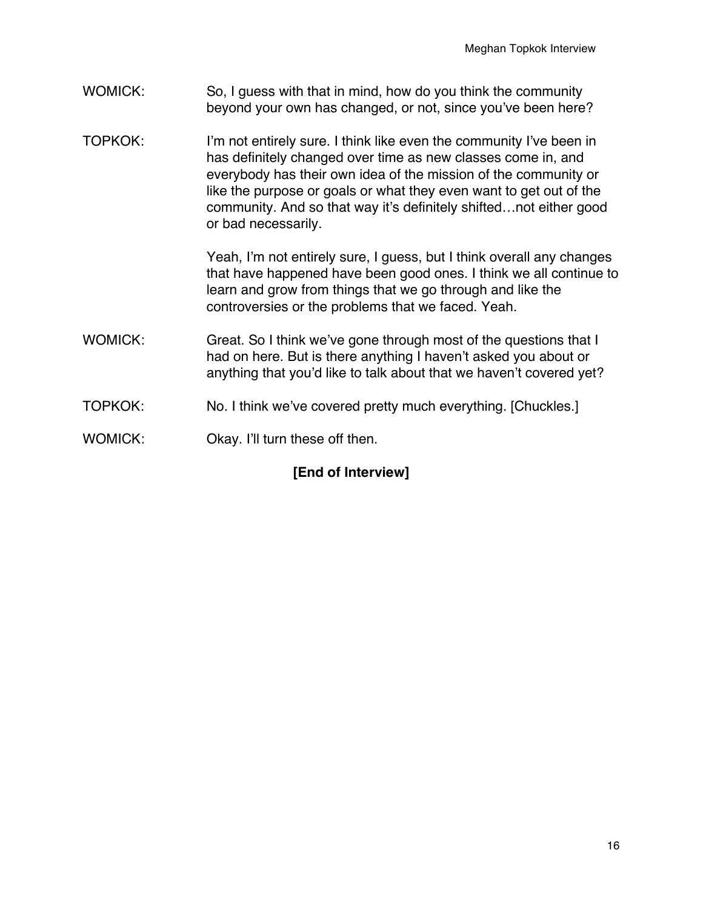WOMICK: So, I guess with that in mind, how do you think the community beyond your own has changed, or not, since you've been here?

TOPKOK: I'm not entirely sure. I think like even the community I've been in has definitely changed over time as new classes come in, and everybody has their own idea of the mission of the community or like the purpose or goals or what they even want to get out of the community. And so that way it's definitely shifted…not either good or bad necessarily.

Yeah, I'm not entirely sure, I guess, but I think overall any changes that have happened have been good ones. I think we all continue to learn and grow from things that we go through and like the controversies or the problems that we faced. Yeah.

WOMICK: Great. So I think we've gone through most of the questions that I had on here. But is there anything I haven't asked you about or anything that you'd like to talk about that we haven't covered yet?

TOPKOK: No. I think we've covered pretty much everything. [Chuckles.]

WOMICK: Okay. I'll turn these off then.

**[End of Interview]**